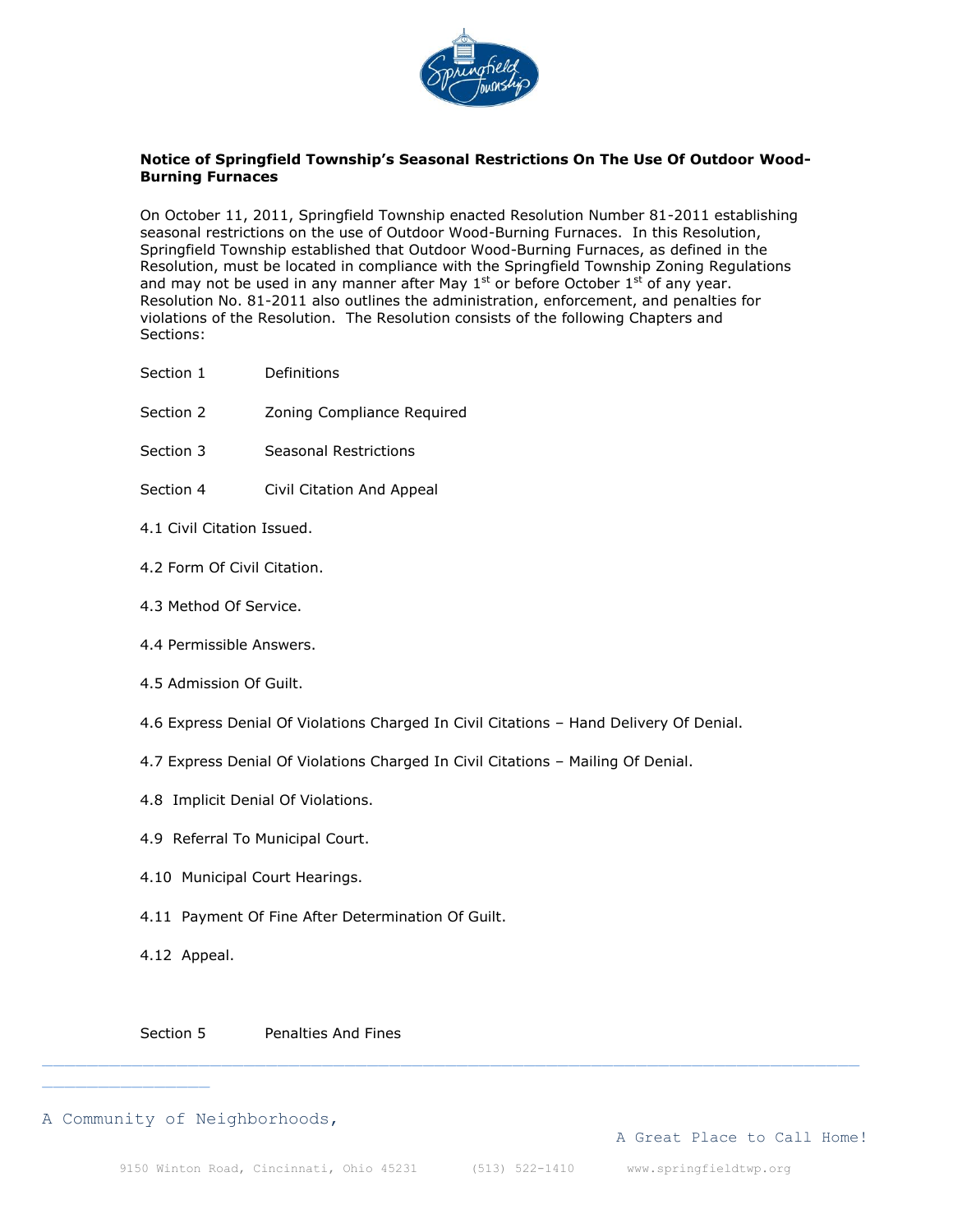**Notice of Springfield Township's Seasonal Restrictions On The Use Of Outdoor Wood-Burning Furnaces**

On October 11, 2011, Springfield Township enacted Resolution Number 81-2011 establishing seasonal restrictions on the use of Outdoor Wood-Burning Furnaces. In this Resolution, Springfield Township established that Outdoor Wood-Burning Furnaces, as defined in the Resolution, must be located in compliance with the Springfield Township Zoning Regulations and may not be used in any manner after May 1st or before October 1st of any year. Resolution No. 81-2011 also outlines the administration, enforcement, and penalties for violations of the Resolution. The Resolution consists of the following Chapters and Sections:

Section 1 Definitions

Section 2 Zoning Compliance Required

Section 3 Seasonal Restrictions

Section 4 Civil Citation And Appeal

4.1 Civil Citation Issued.

4.2 Form Of Civil Citation.

4.3 Method Of Service.

4.4 Permissible Answers.

4.5 Admission Of Guilt.

4.6 Express Denial Of Violations Charged In Civil Citations – Hand Delivery Of Denial.

4.7 Express Denial Of Violations Charged In Civil Citations – Mailing Of Denial.

4.8 Implicit Denial Of Violations.

4.9 Referral To Municipal Court.

4.10 Municipal Court Hearings.

4.11 Payment Of Fine After Determination Of Guilt.

4.12 Appeal.

Section 5 Penalties And Fines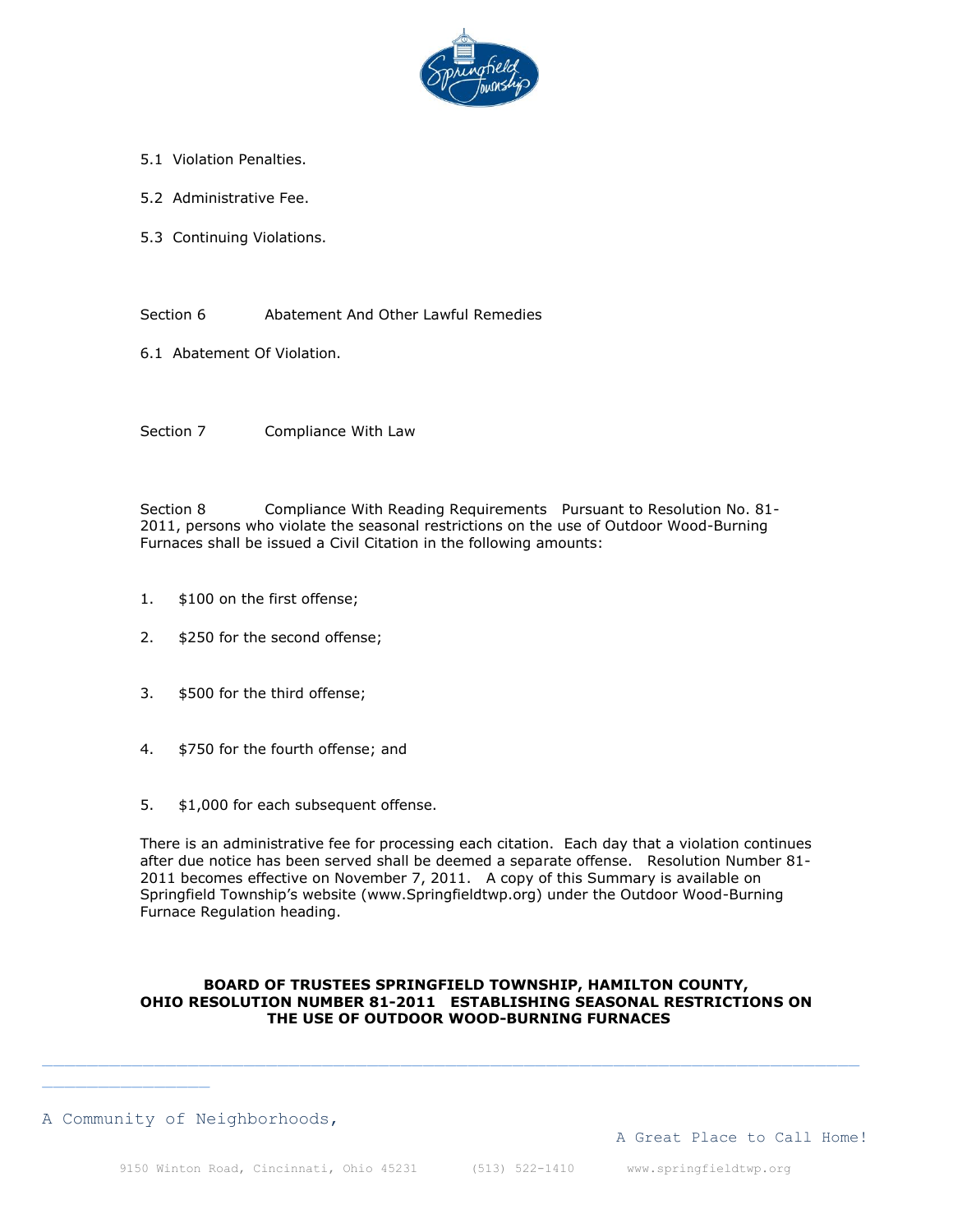5.1 Violation Penalties.

5.2 Administrative Fee.

5.3 Continuing Violations.

Section 6 Abatement And Other Lawful Remedies

6.1 Abatement Of Violation.

Section 7 Compliance With Law

Section 8 Compliance With Reading Requirements Pursuant to Resolution No. 81-2011, persons who violate the seasonal restrictions on the use of Outdoor Wood-Burning Furnaces shall be issued a Civil Citation in the following amounts:

1. $100 on the first offense;

2. $250 for the second offense;

3. $500 for the third offense;

4. $750 for the fourth offense; and

5. $1,000 for each subsequent offense.

There is an administrative fee for processing each citation. Each day that a violation continues after due notice has been served shall be deemed a separate offense. Resolution Number 81-2011 becomes effective on November 7, 2011. A copy of this Summary is available on Springfield Township's website (www.Springfieldtwp.org) under the Outdoor Wood-Burning Furnace Regulation heading.

**BOARD OF TRUSTEES SPRINGFIELD TOWNSHIP, HAMILTON COUNTY, OHIO RESOLUTION NUMBER 81-2011 ESTABLISHING SEASONAL RESTRICTIONS ON THE USE OF OUTDOOR WOOD-BURNING FURNACES**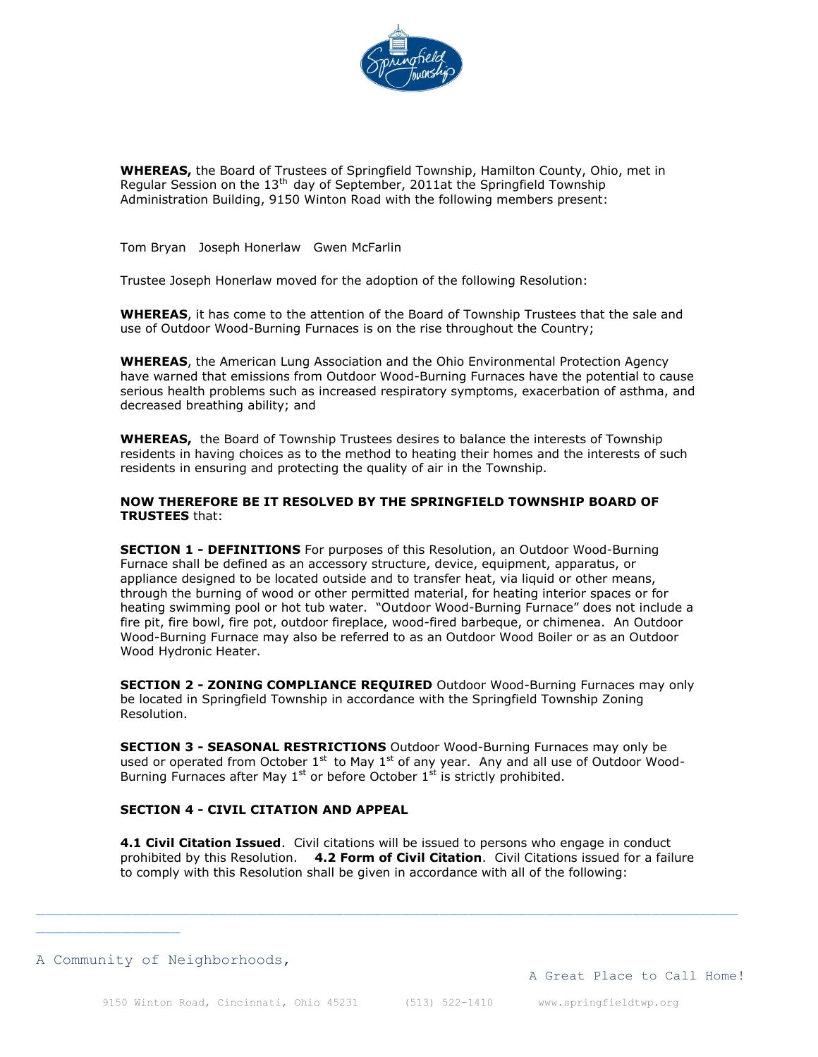**WHEREAS,** the Board of Trustees of Springfield Township, Hamilton County, Ohio, met in Regular Session on the 13th day of September, 2011at the Springfield Township Administration Building, 9150 Winton Road with the following members present:

Tom Bryan Joseph Honerlaw Gwen McFarlin

Trustee Joseph Honerlaw moved for the adoption of the following Resolution:

**WHEREAS**, it has come to the attention of the Board of Township Trustees that the sale and use of Outdoor Wood-Burning Furnaces is on the rise throughout the Country;

**WHEREAS**, the American Lung Association and the Ohio Environmental Protection Agency have warned that emissions from Outdoor Wood-Burning Furnaces have the potential to cause serious health problems such as increased respiratory symptoms, exacerbation of asthma, and decreased breathing ability; and

**WHEREAS,** the Board of Township Trustees desires to balance the interests of Township residents in having choices as to the method to heating their homes and the interests of such residents in ensuring and protecting the quality of air in the Township.

**NOW THEREFORE BE IT RESOLVED BY THE SPRINGFIELD TOWNSHIP BOARD OF TRUSTEES** that:

**SECTION 1 - DEFINITIONS** For purposes of this Resolution, an Outdoor Wood-Burning Furnace shall be defined as an accessory structure, device, equipment, apparatus, or appliance designed to be located outside and to transfer heat, via liquid or other means, through the burning of wood or other permitted material, for heating interior spaces or for heating swimming pool or hot tub water. "Outdoor Wood-Burning Furnace" does not include a fire pit, fire bowl, fire pot, outdoor fireplace, wood-fired barbeque, or chimenea. An Outdoor Wood-Burning Furnace may also be referred to as an Outdoor Wood Boiler or as an Outdoor Wood Hydronic Heater.

**SECTION 2 - ZONING COMPLIANCE REQUIRED** Outdoor Wood-Burning Furnaces may only be located in Springfield Township in accordance with the Springfield Township Zoning Resolution.

**SECTION 3 - SEASONAL RESTRICTIONS** Outdoor Wood-Burning Furnaces may only be used or operated from October 1st to May 1st of any year. Any and all use of Outdoor Wood-Burning Furnaces after May 1st or before October 1st is strictly prohibited.

**SECTION 4 - CIVIL CITATION AND APPEAL**

**4.1 Civil Citation Issued**. Civil citations will be issued to persons who engage in conduct prohibited by this Resolution. **4.2 Form of Civil Citation**. Civil Citations issued for a failure to comply with this Resolution shall be given in accordance with all of the following: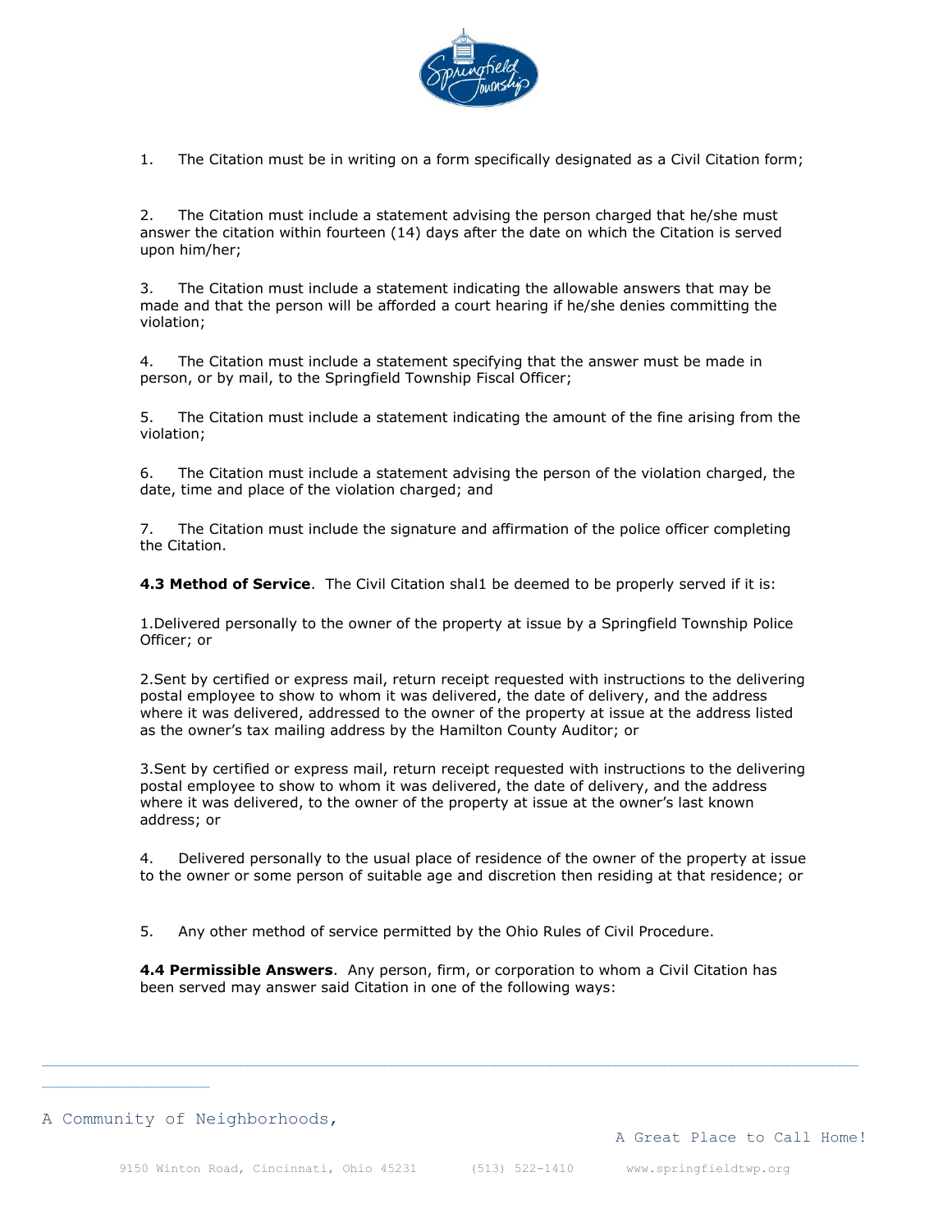1. The Citation must be in writing on a form specifically designated as a Civil Citation form;

2. The Citation must include a statement advising the person charged that he/she must answer the citation within fourteen (14) days after the date on which the Citation is served upon him/her;

3. The Citation must include a statement indicating the allowable answers that may be made and that the person will be afforded a court hearing if he/she denies committing the violation;

4. The Citation must include a statement specifying that the answer must be made in person, or by mail, to the Springfield Township Fiscal Officer;

5. The Citation must include a statement indicating the amount of the fine arising from the violation;

6. The Citation must include a statement advising the person of the violation charged, the date, time and place of the violation charged; and

7. The Citation must include the signature and affirmation of the police officer completing the Citation.

**4.3 Method of Service**. The Civil Citation shal1 be deemed to be properly served if it is:

1. Delivered personally to the owner of the property at issue by a Springfield Township Police Officer; or

2. Sent by certified or express mail, return receipt requested with instructions to the delivering postal employee to show to whom it was delivered, the date of delivery, and the address where it was delivered, addressed to the owner of the property at issue at the address listed as the owner's tax mailing address by the Hamilton County Auditor; or

3. Sent by certified or express mail, return receipt requested with instructions to the delivering postal employee to show to whom it was delivered, the date of delivery, and the address where it was delivered, to the owner of the property at issue at the owner's last known address; or

4. Delivered personally to the usual place of residence of the owner of the property at issue to the owner or some person of suitable age and discretion then residing at that residence; or

5. Any other method of service permitted by the Ohio Rules of Civil Procedure.

**4.4 Permissible Answers**. Any person, firm, or corporation to whom a Civil Citation has been served may answer said Citation in one of the following ways: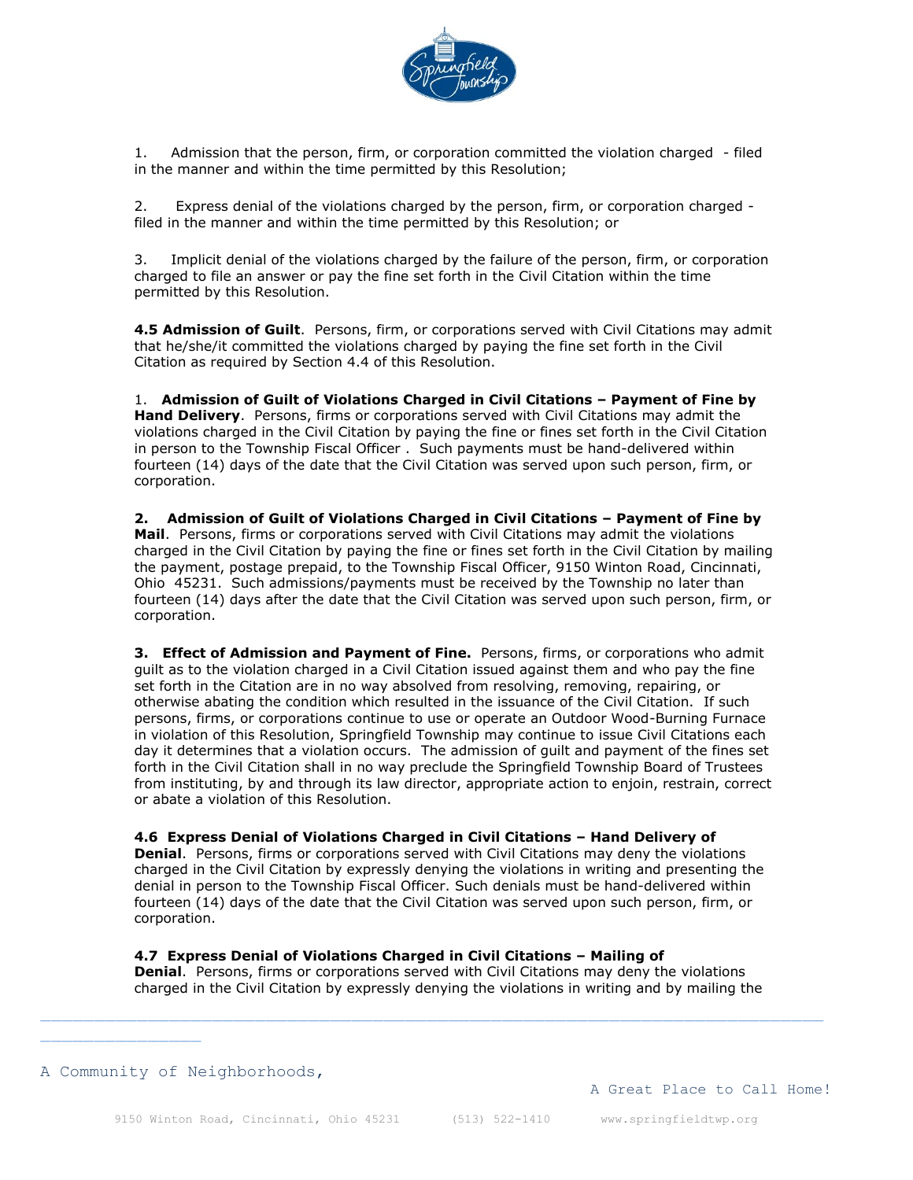1. Admission that the person, firm, or corporation committed the violation charged - filed in the manner and within the time permitted by this Resolution;

2. Express denial of the violations charged by the person, firm, or corporation charged - filed in the manner and within the time permitted by this Resolution; or

3. Implicit denial of the violations charged by the failure of the person, firm, or corporation charged to file an answer or pay the fine set forth in the Civil Citation within the time permitted by this Resolution.

**4.5 Admission of Guilt**. Persons, firm, or corporations served with Civil Citations may admit that he/she/it committed the violations charged by paying the fine set forth in the Civil Citation as required by Section 4.4 of this Resolution.

1. **Admission of Guilt of Violations Charged in Civil Citations – Payment of Fine by Hand Delivery**. Persons, firms or corporations served with Civil Citations may admit the violations charged in the Civil Citation by paying the fine or fines set forth in the Civil Citation in person to the Township Fiscal Officer . Such payments must be hand-delivered within fourteen (14) days of the date that the Civil Citation was served upon such person, firm, or corporation.

2. **Admission of Guilt of Violations Charged in Civil Citations – Payment of Fine by Mail**. Persons, firms or corporations served with Civil Citations may admit the violations charged in the Civil Citation by paying the fine or fines set forth in the Civil Citation by mailing the payment, postage prepaid, to the Township Fiscal Officer, 9150 Winton Road, Cincinnati, Ohio 45231. Such admissions/payments must be received by the Township no later than fourteen (14) days after the date that the Civil Citation was served upon such person, firm, or corporation.

3. **Effect of Admission and Payment of Fine.** Persons, firms, or corporations who admit guilt as to the violation charged in a Civil Citation issued against them and who pay the fine set forth in the Citation are in no way absolved from resolving, removing, repairing, or otherwise abating the condition which resulted in the issuance of the Civil Citation. If such persons, firms, or corporations continue to use or operate an Outdoor Wood-Burning Furnace in violation of this Resolution, Springfield Township may continue to issue Civil Citations each day it determines that a violation occurs. The admission of guilt and payment of the fines set forth in the Civil Citation shall in no way preclude the Springfield Township Board of Trustees from instituting, by and through its law director, appropriate action to enjoin, restrain, correct or abate a violation of this Resolution.

**4.6 Express Denial of Violations Charged in Civil Citations – Hand Delivery of Denial**. Persons, firms or corporations served with Civil Citations may deny the violations charged in the Civil Citation by expressly denying the violations in writing and presenting the denial in person to the Township Fiscal Officer. Such denials must be hand-delivered within fourteen (14) days of the date that the Civil Citation was served upon such person, firm, or corporation.

**4.7 Express Denial of Violations Charged in Civil Citations – Mailing of Denial**. Persons, firms or corporations served with Civil Citations may deny the violations charged in the Civil Citation by expressly denying the violations in writing and by mailing the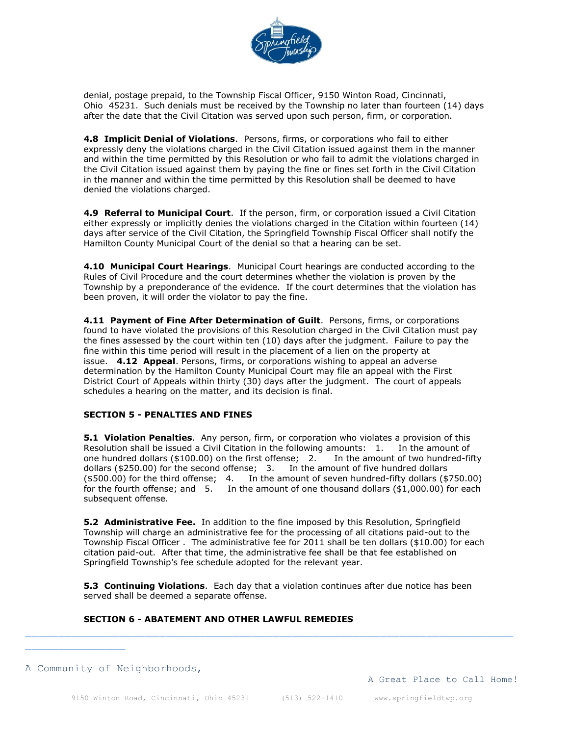denial, postage prepaid, to the Township Fiscal Officer, 9150 Winton Road, Cincinnati, Ohio 45231. Such denials must be received by the Township no later than fourteen (14) days after the date that the Civil Citation was served upon such person, firm, or corporation.

**4.8 Implicit Denial of Violations**. Persons, firms, or corporations who fail to either expressly deny the violations charged in the Civil Citation issued against them in the manner and within the time permitted by this Resolution or who fail to admit the violations charged in the Civil Citation issued against them by paying the fine or fines set forth in the Civil Citation in the manner and within the time permitted by this Resolution shall be deemed to have denied the violations charged.

**4.9 Referral to Municipal Court**. If the person, firm, or corporation issued a Civil Citation either expressly or implicitly denies the violations charged in the Citation within fourteen (14) days after service of the Civil Citation, the Springfield Township Fiscal Officer shall notify the Hamilton County Municipal Court of the denial so that a hearing can be set.

**4.10 Municipal Court Hearings**. Municipal Court hearings are conducted according to the Rules of Civil Procedure and the court determines whether the violation is proven by the Township by a preponderance of the evidence. If the court determines that the violation has been proven, it will order the violator to pay the fine.

**4.11 Payment of Fine After Determination of Guilt**. Persons, firms, or corporations found to have violated the provisions of this Resolution charged in the Civil Citation must pay the fines assessed by the court within ten (10) days after the judgment. Failure to pay the fine within this time period will result in the placement of a lien on the property at issue. **4.12 Appeal**. Persons, firms, or corporations wishing to appeal an adverse determination by the Hamilton County Municipal Court may file an appeal with the First District Court of Appeals within thirty (30) days after the judgment. The court of appeals schedules a hearing on the matter, and its decision is final.

**SECTION 5 - PENALTIES AND FINES**

**5.1 Violation Penalties**. Any person, firm, or corporation who violates a provision of this Resolution shall be issued a Civil Citation in the following amounts: 1. In the amount of one hundred dollars ($100.00) on the first offense; 2. In the amount of two hundred-fifty dollars ($250.00) for the second offense; 3. In the amount of five hundred dollars ($500.00) for the third offense; 4. In the amount of seven hundred-fifty dollars ($750.00) for the fourth offense; and 5. In the amount of one thousand dollars ($1,000.00) for each subsequent offense.

**5.2 Administrative Fee.** In addition to the fine imposed by this Resolution, Springfield Township will charge an administrative fee for the processing of all citations paid-out to the Township Fiscal Officer . The administrative fee for 2011 shall be ten dollars ($10.00) for each citation paid-out. After that time, the administrative fee shall be that fee established on Springfield Township's fee schedule adopted for the relevant year.

**5.3 Continuing Violations**. Each day that a violation continues after due notice has been served shall be deemed a separate offense.

**SECTION 6 - ABATEMENT AND OTHER LAWFUL REMEDIES**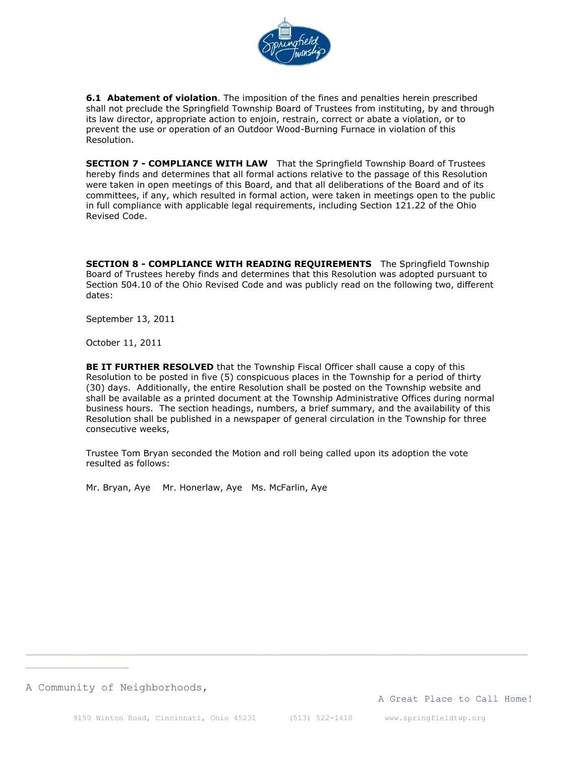**6.1 Abatement of violation**. The imposition of the fines and penalties herein prescribed shall not preclude the Springfield Township Board of Trustees from instituting, by and through its law director, appropriate action to enjoin, restrain, correct or abate a violation, or to prevent the use or operation of an Outdoor Wood-Burning Furnace in violation of this Resolution.

**SECTION 7 - COMPLIANCE WITH LAW** That the Springfield Township Board of Trustees hereby finds and determines that all formal actions relative to the passage of this Resolution were taken in open meetings of this Board, and that all deliberations of the Board and of its committees, if any, which resulted in formal action, were taken in meetings open to the public in full compliance with applicable legal requirements, including Section 121.22 of the Ohio Revised Code.

**SECTION 8 - COMPLIANCE WITH READING REQUIREMENTS** The Springfield Township Board of Trustees hereby finds and determines that this Resolution was adopted pursuant to Section 504.10 of the Ohio Revised Code and was publicly read on the following two, different dates:

September 13, 2011

October 11, 2011

**BE IT FURTHER RESOLVED** that the Township Fiscal Officer shall cause a copy of this Resolution to be posted in five (5) conspicuous places in the Township for a period of thirty (30) days. Additionally, the entire Resolution shall be posted on the Township website and shall be available as a printed document at the Township Administrative Offices during normal business hours. The section headings, numbers, a brief summary, and the availability of this Resolution shall be published in a newspaper of general circulation in the Township for three consecutive weeks,

Trustee Tom Bryan seconded the Motion and roll being called upon its adoption the vote resulted as follows:

Mr. Bryan, Aye    Mr. Honerlaw, Aye    Ms. McFarlin, Aye